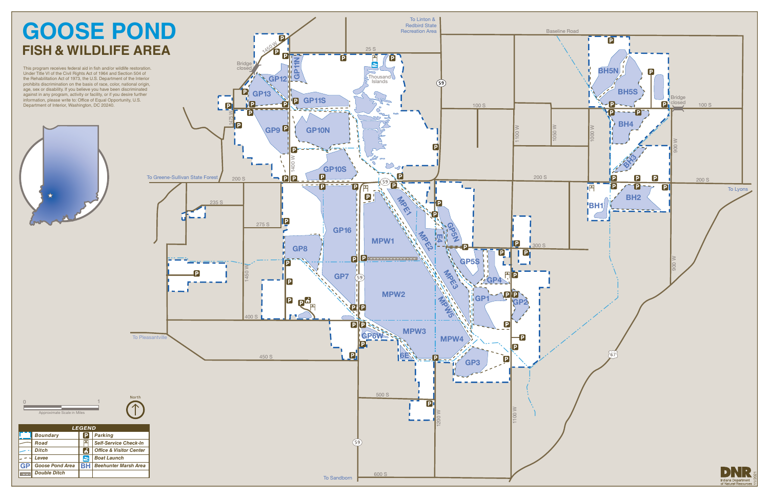# GOOSE POND

## FISH & WILDLIFE AREA

This program receives federal aid in fish and/or wildlife restoration. Under Title VI of the Civil Rights Act of 1964 and Section 504 of the Rehabilitation Act of 1973, the U.S. Department of the Interior prohibits discrimination on the basis of race, color, national origin, age, sex or disability. If you believe you have been discriminated against in any program, activity or facility, or if you desire further information, please write to: Office of Equal Opportunity, U.S. Department of Interior, Washington, DC 20240.

| LEGEND | | | |
|---|---|---|---|
| | Boundary | P | Parking |
| | Road | | Self-Service Check-In |
| | Ditch | | Office & Visitor Center |
| | Levee | | Boat Launch |
| GP | Goose Pond Area | BH | Beehunter Marsh Area |
| | Double Ditch | | |

0 — 1 Approximate Scale in Miles

North

To Linton & Redbird State Recreation Area · Baseline Road · To Greene-Sullivan State Forest · To Pleasantville · To Lyons · To Sandborn

25 S · 100 S · 200 S · 235 S · 275 S · 300 S · 400 S · 450 S · 500 S · 600 S · 1450 W · 1475 W · 1400 W · 1200 W · 1100 W · 1050 W · 1000 W · 900 W · 59 · 67

Bridge closed · Thousand Islands

GP2 · GP3 · GP4 · GP5N · GP5S · GP6W · 6E · GP7 · GP8 · GP9 · GP10N · GP10S · GP11N · GP11S · GP12 · GP13 · GP16 · GP1 · MPW1 · MPW2 · MPW3 · MPW4 · MPW5 · MPE1 · MPE2 · MPE3 · E4 · BH1 · BH2 · BH3 · BH4 · BH5N · BH5S

DNR Indiana Department of Natural Resources 11/2021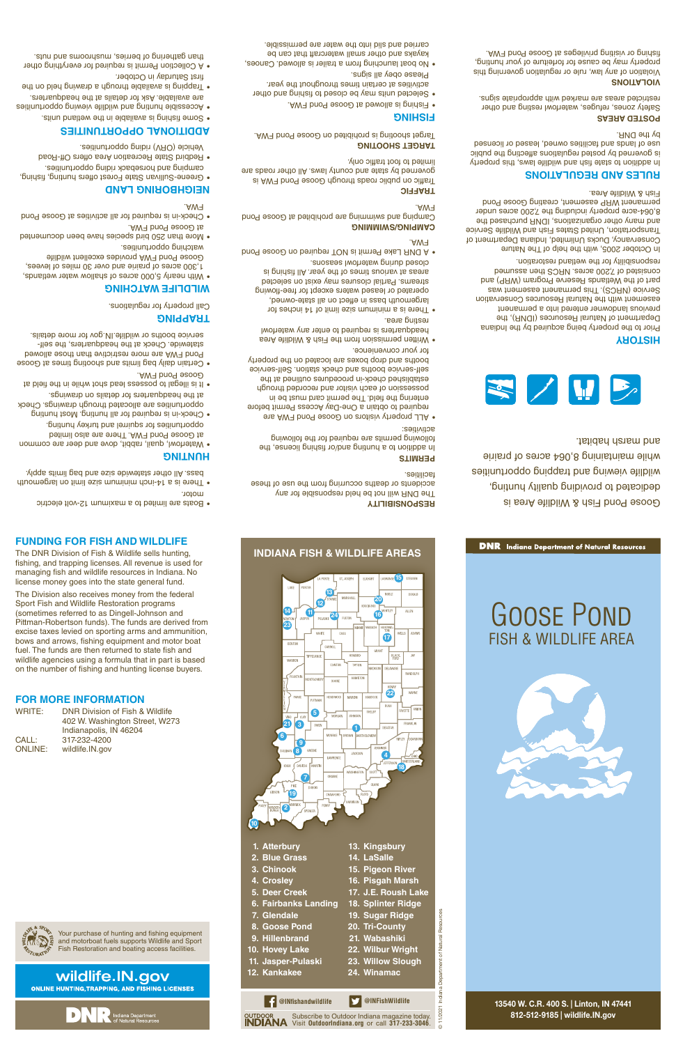Goose Pond Fish & Wildlife Area is dedicated to providing quality wildlife viewing opportunities while maintaining 8,064 acres of prairie and marsh habitat.

## HISTORY

Prior to the property being acquired by the Indiana Department of Natural Resources (IDNR), the previous landowner entered into a permanent easement with the Natural Resources Conservation Service (NRCS). This permanent easement was part of the Wetlands Reserve Program (WRP) and consisted of 7,200 acres. NRCS then assumed responsibility for the wetland restoration.

In October 2005, with the help of The Nature Conservancy, Ducks Unlimited, Indiana Department of Transportation, United States Fish and Wildlife Service and many other organizations, IDNR purchased the 8,064-acre property including the 7,200 acres under permanent WRP easement, creating Goose Pond Fish & Wildlife Area.

## RULES AND REGULATIONS

In addition to state fish and wildlife laws, this property is governed by posted regulations affecting the public use of lands and facilities owned, leased or licensed by the DNR.

### POSTED AREAS

Safety zones, refuges, waterfowl resting and other restricted areas are marked with appropriate signs.

### VIOLATIONS

Violation of any law, rule or regulation governing this property may be cause for forfeiture of your hunting, fishing or visiting privileges at Goose Pond FWA.

## RESPONSIBILITY

The DNR will not be held responsible for any accidents or deaths occurring from the use of these facilities.

## PERMITS

In addition to a hunting and/or fishing license, the following permits are required for the following activities:

- ALL property visitors on Goose Pond FWA are required to obtain a One-Day Access Permit before entering the field. The permit card must be in possession of each visitor and recorded through established check-in procedures outlined at the self-service booths and check station. Self-service booths and drop boxes are located on the property for your convenience.
- Written permission from the Fish & Wildlife Area headquarters is required to enter any waterfowl resting area.
- There is a minimum size limit of 14 inches for largemouth bass in effect on all state-owned, operated or leased waters except for free-flowing streams. Partial closures may exist on selected areas at various times of the year. All fishing is closed during waterfowl seasons.
- A DNR Lake Permit is NOT required on Goose Pond FWA.

## CAMPING/SWIMMING

Camping and swimming are prohibited at Goose Pond FWA.

## TRAFFIC

Traffic on public roads through Goose Pond FWA is governed by state and county laws. All other roads are limited to foot traffic only.

## TARGET SHOOTING

Target shooting is prohibited on Goose Pond FWA.

## FISHING

- Fishing is allowed at Goose Pond FWA.
- Selected units may be closed to fishing and other activities at certain times throughout the year. Please obey all signs.
- No boat launching from a trailer is allowed. Canoes, kayaks and other small watercraft that can be carried and slid into the water are permissible.
- Boats are limited to a maximum 12-volt electric motor.
- There is a 14-inch minimum size limit on largemouth bass. All other statewide size and bag limits apply.

## HUNTING

- Waterfowl, quail, rabbit, dove and deer are common at Goose Pond FWA. There are also limited opportunities for squirrel and turkey hunting.
- Check-in is required for all hunting. Most hunting opportunities are allocated through drawings. Check at the headquarters for details on drawings.
- It is illegal to possess lead shot while in the field at Goose Pond FWA.
- Certain daily bag limits and shooting times at Goose Pond FWA are more restrictive than those allowed statewide. Check at the headquarters, the self-service booths or wildlife.IN.gov for more details.

## TRAPPING

Call property for regulations.

## WILDLIFE WATCHING

- With nearly 5,000 acres of shallow water wetlands, 1,300 acres of prairie and over 30 miles of levees, Goose Pond FWA provides excellent wildlife watching opportunities.
- More than 250 bird species have been documented at Goose Pond FWA.
- Check-in is required for all activities at Goose Pond FWA.

## NEIGHBORING LAND

- Greene-Sullivan State Forest offers hunting, fishing, camping and horseback riding opportunities.
- Redbird State Recreation Area offers Off-Road Vehicle (ORV) riding opportunities.

## ADDITIONAL OPPORTUNITIES

- Some fishing is available in the wetland units.
- Accessible hunting and wildlife viewing opportunities are available. Ask for details at the headquarters.
- Trapping is available through a drawing held on the first Saturday in October.
- A Collection Permit is required for everything other than gathering of berries, mushrooms and nuts.

## FUNDING FOR FISH AND WILDLIFE

The DNR Division of Fish & Wildlife sells hunting, fishing, and trapping licenses. All revenue is used for managing fish and wildlife resources in Indiana. No license money goes into the state general fund.

The Division also receives money from the federal Sport Fish and Wildlife Restoration programs (sometimes referred to as Dingell-Johnson and Pittman-Robertson funds). The funds are derived from excise taxes levied on sporting arms and ammunition, bows and arrows, fishing equipment and motor boat fuel. The funds are then returned to state fish and wildlife agencies using a formula that in part is based on the number of fishing and hunting license buyers.

## FOR MORE INFORMATION

| | |
|---|---|
| WRITE: | DNR Division of Fish & Wildlife<br>402 W. Washington Street, W273<br>Indianapolis, IN 46204 |
| CALL: | 317-232-4200 |
| ONLINE: | wildlife.IN.gov |

Your purchase of hunting and fishing equipment and motorboat fuels supports Wildlife and Sport Fish Restoration and boating access facilities.

**wildlife.IN.gov**
ONLINE HUNTING, TRAPPING, AND FISHING LICENSES

DNR Indiana Department of Natural Resources

## INDIANA FISH & WILDLIFE AREAS

1. Atterbury
2. Blue Grass
3. Chinook
4. Crosley
5. Deer Creek
6. Fairbanks Landing
7. Glendale
8. Goose Pond
9. Hillenbrand
10. Hovey Lake
11. Jasper-Pulaski
12. Kankakee
13. Kingsbury
14. LaSalle
15. Pigeon River
16. Pisgah Marsh
17. J.E. Roush Lake
18. Splinter Ridge
19. Sugar Ridge
20. Tri-County
21. Wabashiki
22. Wilbur Wright
23. Willow Slough
24. Winamac

@INfishandwildlife @INFishWildlife

OUTDOOR INDIANA Subscribe to Outdoor Indiana magazine today. Visit OutdoorIndiana.org or call 317-233-3046.

© 11/2021 Indiana Department of Natural Resources

DNR Indiana Department of Natural Resources

# GOOSE POND
## FISH & WILDLIFE AREA

13540 W. C.R. 400 S. | Linton, IN 47441
812-512-9185 | wildlife.IN.gov